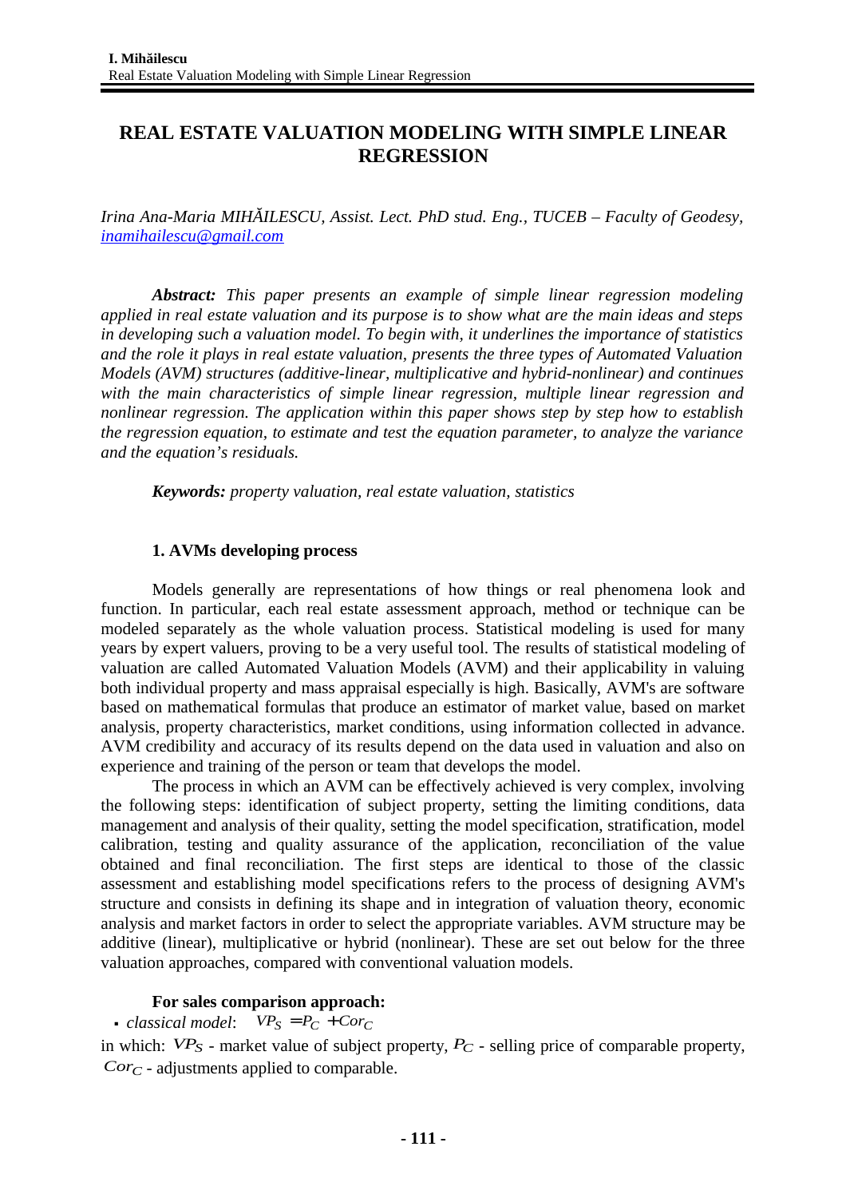# REAL ESTATE VALUATION MODELING WITH SIMPLE LINEAR REGRESSION

*Irina Ana-Maria MIHĂILESCU, Assist. Lect. PhD stud. Eng., TUCEB – Faculty of Geodesy, inamihailescu@gmail.com*

***Abstract:*** *This paper presents an example of simple linear regression modeling applied in real estate valuation and its purpose is to show what are the main ideas and steps in developing such a valuation model. To begin with, it underlines the importance of statistics and the role it plays in real estate valuation, presents the three types of Automated Valuation Models (AVM) structures (additive-linear, multiplicative and hybrid-nonlinear) and continues with the main characteristics of simple linear regression, multiple linear regression and nonlinear regression. The application within this paper shows step by step how to establish the regression equation, to estimate and test the equation parameter, to analyze the variance and the equation's residuals.*

***Keywords:*** *property valuation, real estate valuation, statistics*

## 1. AVMs developing process

Models generally are representations of how things or real phenomena look and function. In particular, each real estate assessment approach, method or technique can be modeled separately as the whole valuation process. Statistical modeling is used for many years by expert valuers, proving to be a very useful tool. The results of statistical modeling of valuation are called Automated Valuation Models (AVM) and their applicability in valuing both individual property and mass appraisal especially is high. Basically, AVM's are software based on mathematical formulas that produce an estimator of market value, based on market analysis, property characteristics, market conditions, using information collected in advance. AVM credibility and accuracy of its results depend on the data used in valuation and also on experience and training of the person or team that develops the model.

The process in which an AVM can be effectively achieved is very complex, involving the following steps: identification of subject property, setting the limiting conditions, data management and analysis of their quality, setting the model specification, stratification, model calibration, testing and quality assurance of the application, reconciliation of the value obtained and final reconciliation. The first steps are identical to those of the classic assessment and establishing model specifications refers to the process of designing AVM's structure and consists in defining its shape and in integration of valuation theory, economic analysis and market factors in order to select the appropriate variables. AVM structure may be additive (linear), multiplicative or hybrid (nonlinear). These are set out below for the three valuation approaches, compared with conventional valuation models.

**For sales comparison approach:**

- *classical model*: $VP_S = P_C + Cor_C$

in which: $VP_S$ - market value of subject property, $P_C$ - selling price of comparable property, $Cor_C$ - adjustments applied to comparable.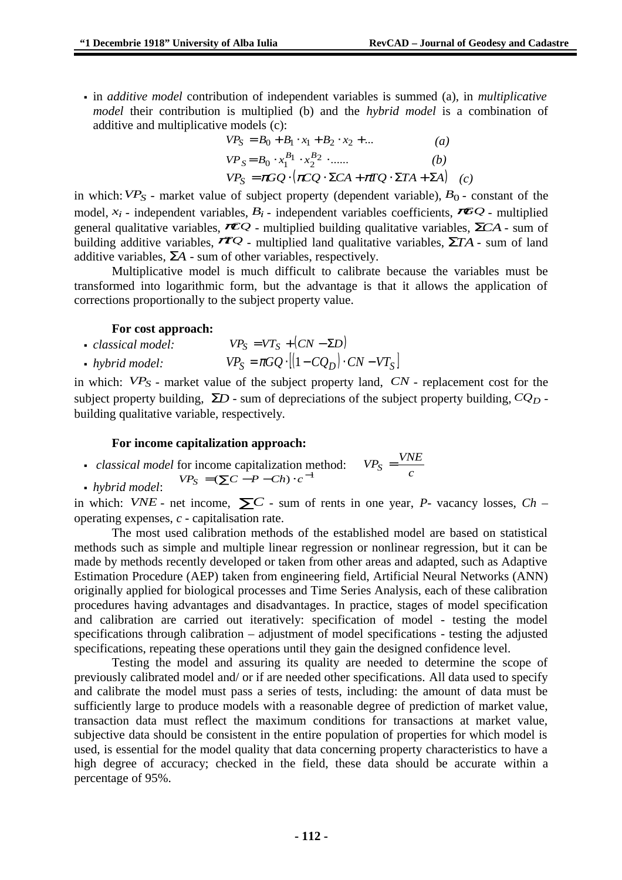- in *additive model* contribution of independent variables is summed (a), in *multiplicative model* their contribution is multiplied (b) and the *hybrid model* is a combination of additive and multiplicative models (c):

$$VP_S = B_0 + B_1 \cdot x_1 + B_2 \cdot x_2 + ... \qquad (a)$$

$$VP_S = B_0 \cdot x_1^{B_1} \cdot x_2^{B_2} \cdot ...... \qquad (b)$$

$$VP_S = \pi GQ \cdot (\pi CQ \cdot \Sigma CA + \pi TQ \cdot \Sigma TA + \Sigma A) \qquad (c)$$

in which: $VP_S$ - market value of subject property (dependent variable), $B_0$ - constant of the model, $x_i$ - independent variables, $B_i$ - independent variables coefficients, $\pi GQ$ - multiplied general qualitative variables, $\pi CQ$ - multiplied building qualitative variables, $\Sigma CA$ - sum of building additive variables, $\pi TQ$ - multiplied land qualitative variables, $\Sigma TA$ - sum of land additive variables, $\Sigma A$ - sum of other variables, respectively.

Multiplicative model is much difficult to calibrate because the variables must be transformed into logarithmic form, but the advantage is that it allows the application of corrections proportionally to the subject property value.

**For cost approach:**

- *classical model:* $VP_S = VT_S + (CN - \Sigma D)$
- *hybrid model:* $VP_S = \pi GQ \cdot [(1 - CQ_D) \cdot CN - VT_S]$

in which: $VP_S$ - market value of the subject property land, $CN$ - replacement cost for the subject property building, $\Sigma D$ - sum of depreciations of the subject property building, $CQ_D$ - building qualitative variable, respectively.

**For income capitalization approach:**

- *classical model* for income capitalization method: $VP_S = \dfrac{VNE}{c}$
- *hybrid model*: $VP_S = (\sum C - P - Ch) \cdot c^{-1}$

in which: $VNE$ - net income, $\sum C$ - sum of rents in one year, *P*- vacancy losses, *Ch* – operating expenses, *c* - capitalisation rate.

The most used calibration methods of the established model are based on statistical methods such as simple and multiple linear regression or nonlinear regression, but it can be made by methods recently developed or taken from other areas and adapted, such as Adaptive Estimation Procedure (AEP) taken from engineering field, Artificial Neural Networks (ANN) originally applied for biological processes and Time Series Analysis, each of these calibration procedures having advantages and disadvantages. In practice, stages of model specification and calibration are carried out iteratively: specification of model - testing the model specifications through calibration – adjustment of model specifications - testing the adjusted specifications, repeating these operations until they gain the designed confidence level.

Testing the model and assuring its quality are needed to determine the scope of previously calibrated model and/ or if are needed other specifications. All data used to specify and calibrate the model must pass a series of tests, including: the amount of data must be sufficiently large to produce models with a reasonable degree of prediction of market value, transaction data must reflect the maximum conditions for transactions at market value, subjective data should be consistent in the entire population of properties for which model is used, is essential for the model quality that data concerning property characteristics to have a high degree of accuracy; checked in the field, these data should be accurate within a percentage of 95%.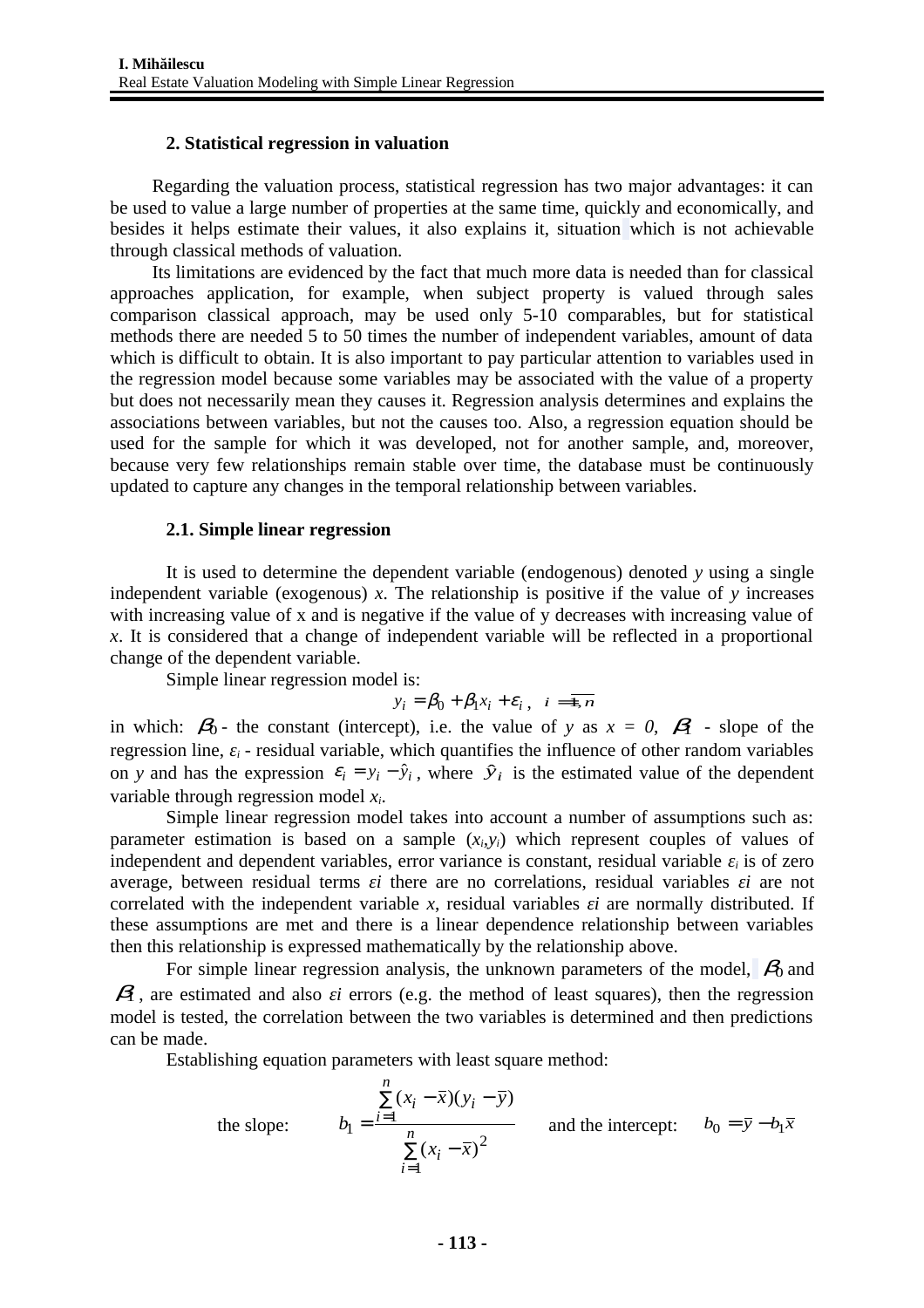## 2. Statistical regression in valuation

Regarding the valuation process, statistical regression has two major advantages: it can be used to value a large number of properties at the same time, quickly and economically, and besides it helps estimate their values, it also explains it, situation which is not achievable through classical methods of valuation.

Its limitations are evidenced by the fact that much more data is needed than for classical approaches application, for example, when subject property is valued through sales comparison classical approach, may be used only 5-10 comparables, but for statistical methods there are needed 5 to 50 times the number of independent variables, amount of data which is difficult to obtain. It is also important to pay particular attention to variables used in the regression model because some variables may be associated with the value of a property but does not necessarily mean they causes it. Regression analysis determines and explains the associations between variables, but not the causes too. Also, a regression equation should be used for the sample for which it was developed, not for another sample, and, moreover, because very few relationships remain stable over time, the database must be continuously updated to capture any changes in the temporal relationship between variables.

### 2.1. Simple linear regression

It is used to determine the dependent variable (endogenous) denoted *y* using a single independent variable (exogenous) *x*. The relationship is positive if the value of *y* increases with increasing value of x and is negative if the value of y decreases with increasing value of *x*. It is considered that a change of independent variable will be reflected in a proportional change of the dependent variable.

Simple linear regression model is:

$$y_i = \beta_0 + \beta_1 x_i + \varepsilon_i \,, \quad i = \overline{1, n}$$

in which: $\beta_0$ - the constant (intercept), i.e. the value of *y* as *x = 0*, $\beta_1$ - slope of the regression line, $\varepsilon_i$ - residual variable, which quantifies the influence of other random variables on *y* and has the expression $\varepsilon_i = y_i - \hat{y}_i$, where $\hat{y}_i$ is the estimated value of the dependent variable through regression model $x_i$.

Simple linear regression model takes into account a number of assumptions such as: parameter estimation is based on a sample ($x_i$,$y_i$) which represent couples of values of independent and dependent variables, error variance is constant, residual variable $\varepsilon_i$ is of zero average, between residual terms $\varepsilon i$ there are no correlations, residual variables $\varepsilon i$ are not correlated with the independent variable *x*, residual variables $\varepsilon i$ are normally distributed. If these assumptions are met and there is a linear dependence relationship between variables then this relationship is expressed mathematically by the relationship above.

For simple linear regression analysis, the unknown parameters of the model, $\beta_0$ and $\beta_1$, are estimated and also $\varepsilon i$ errors (e.g. the method of least squares), then the regression model is tested, the correlation between the two variables is determined and then predictions can be made.

Establishing equation parameters with least square method:

the slope: $$b_1 = \frac{\sum_{i=1}^{n}(x_i - \bar{x})(y_i - \bar{y})}{\sum_{i=1}^{n}(x_i - \bar{x})^2}$$ and the intercept: $$b_0 = \bar{y} - b_1\bar{x}$$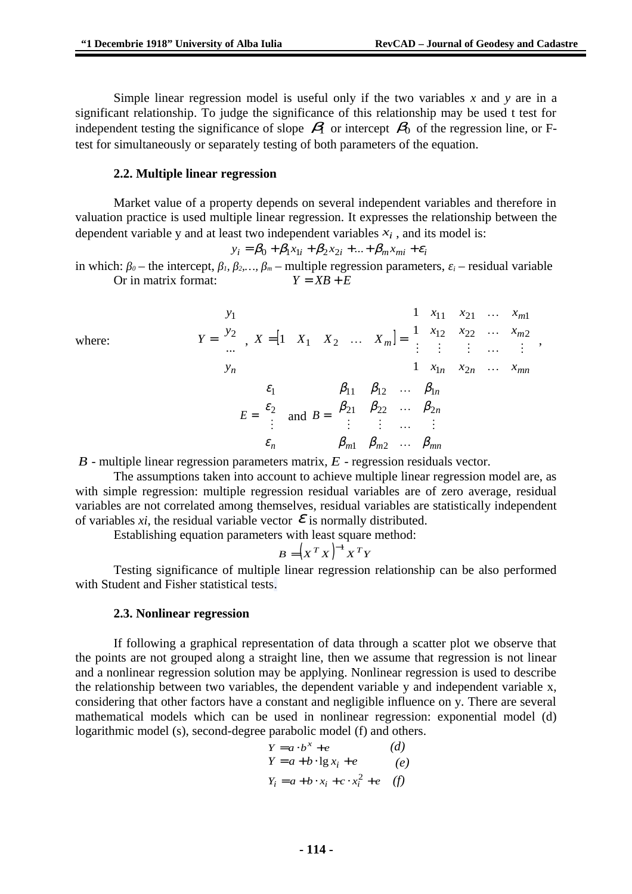Simple linear regression model is useful only if the two variables *x* and *y* are in a significant relationship. To judge the significance of this relationship may be used t test for independent testing the significance of slope $\beta_1$ or intercept $\beta_0$ of the regression line, or F-test for simultaneously or separately testing of both parameters of the equation.

### 2.2. Multiple linear regression

Market value of a property depends on several independent variables and therefore in valuation practice is used multiple linear regression. It expresses the relationship between the dependent variable y and at least two independent variables $x_i$ , and its model is:

$$y_i = \beta_0 + \beta_1 x_{1i} + \beta_2 x_{2i} + ... + \beta_m x_{mi} + \varepsilon_i$$

in which: $\beta_0$ – the intercept, $\beta_1, \beta_2, \ldots, \beta_m$ – multiple regression parameters, $\varepsilon_i$ – residual variable

Or in matrix format: $$Y = XB + E$$

where:

$$Y = \begin{bmatrix} y_1 \\ y_2 \\ \ldots \\ y_n \end{bmatrix}, \quad X = [1 \quad X_1 \quad X_2 \quad \ldots \quad X_m] = \begin{bmatrix} 1 & x_{11} & x_{21} & \ldots & x_{m1} \\ 1 & x_{12} & x_{22} & \ldots & x_{m2} \\ \vdots & \vdots & \vdots & \ldots & \vdots \\ 1 & x_{1n} & x_{2n} & \ldots & x_{mn} \end{bmatrix},$$

$$E = \begin{bmatrix} \varepsilon_1 \\ \varepsilon_2 \\ \vdots \\ \varepsilon_n \end{bmatrix} \text{ and } B = \begin{bmatrix} \beta_{11} & \beta_{12} & \ldots & \beta_{1n} \\ \beta_{21} & \beta_{22} & \ldots & \beta_{2n} \\ \vdots & \vdots & \ldots & \vdots \\ \beta_{m1} & \beta_{m2} & \ldots & \beta_{mn} \end{bmatrix}$$

$B$ - multiple linear regression parameters matrix, $E$ - regression residuals vector.

The assumptions taken into account to achieve multiple linear regression model are, as with simple regression: multiple regression residual variables are of zero average, residual variables are not correlated among themselves, residual variables are statistically independent of variables $x_i$, the residual variable vector $\varepsilon$ is normally distributed.

Establishing equation parameters with least square method:

$$B = \left(X^T X\right)^{-1} X^T Y$$

Testing significance of multiple linear regression relationship can be also performed with Student and Fisher statistical tests.

### 2.3. Nonlinear regression

If following a graphical representation of data through a scatter plot we observe that the points are not grouped along a straight line, then we assume that regression is not linear and a nonlinear regression solution may be applying. Nonlinear regression is used to describe the relationship between two variables, the dependent variable y and independent variable x, considering that other factors have a constant and negligible influence on y. There are several mathematical models which can be used in nonlinear regression: exponential model (d) logarithmic model (s), second-degree parabolic model (f) and others.

$$Y = a \cdot b^x + e \qquad (d)$$

$$Y = a + b \cdot \lg x_i + e \qquad (e)$$

$$Y_i = a + b \cdot x_i + c \cdot x_i^2 + e \qquad (f)$$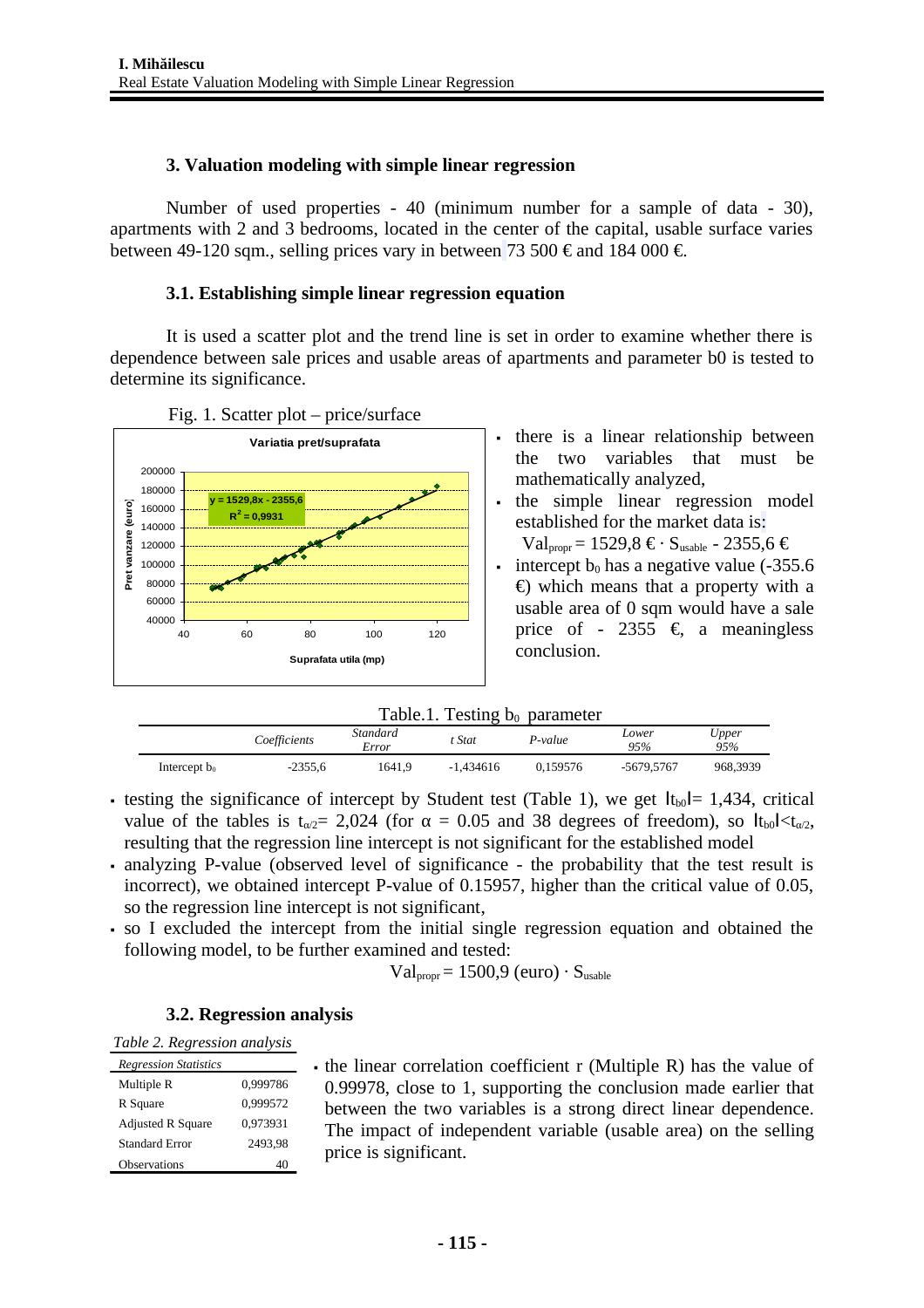### 3. Valuation modeling with simple linear regression

Number of used properties - 40 (minimum number for a sample of data - 30), apartments with 2 and 3 bedrooms, located in the center of the capital, usable surface varies between 49-120 sqm., selling prices vary in between 73 500 € and 184 000 €.

#### 3.1. Establishing simple linear regression equation

It is used a scatter plot and the trend line is set in order to examine whether there is dependence between sale prices and usable areas of apartments and parameter b0 is tested to determine its significance.

Fig. 1. Scatter plot – price/surface

- there is a linear relationship between the two variables that must be mathematically analyzed,
- the simple linear regression model established for the market data is:
  $Val_{propr} = 1529{,}8\ € \cdot S_{usable} - 2355{,}6\ €$
- intercept $b_0$ has a negative value (-355.6 €) which means that a property with a usable area of 0 sqm would have a sale price of - 2355 €, a meaningless conclusion.

Table.1. Testing $b_0$ parameter

| | *Coefficients* | *Standard Error* | *t Stat* | *P-value* | *Lower 95%* | *Upper 95%* |
|---|---|---|---|---|---|---|
| Intercept $b_0$ | -2355,6 | 1641,9 | -1,434616 | 0,159576 | -5679,5767 | 968,3939 |

- testing the significance of intercept by Student test (Table 1), we get $|t_{b0}|= 1{,}434$, critical value of the tables is $t_{\alpha/2}= 2{,}024$ (for $\alpha$ = 0.05 and 38 degrees of freedom), so $|t_{b0}|<t_{\alpha/2}$, resulting that the regression line intercept is not significant for the established model
- analyzing P-value (observed level of significance - the probability that the test result is incorrect), we obtained intercept P-value of 0.15957, higher than the critical value of 0.05, so the regression line intercept is not significant,
- so I excluded the intercept from the initial single regression equation and obtained the following model, to be further examined and tested:

$$Val_{propr} = 1500{,}9\ (\text{euro}) \cdot S_{usable}$$

#### 3.2. Regression analysis

*Table 2. Regression analysis*

| *Regression Statistics* | |
|---|---|
| Multiple R | 0,999786 |
| R Square | 0,999572 |
| Adjusted R Square | 0,973931 |
| Standard Error | 2493,98 |
| Observations | 40 |

- the linear correlation coefficient r (Multiple R) has the value of 0.99978, close to 1, supporting the conclusion made earlier that between the two variables is a strong direct linear dependence. The impact of independent variable (usable area) on the selling price is significant.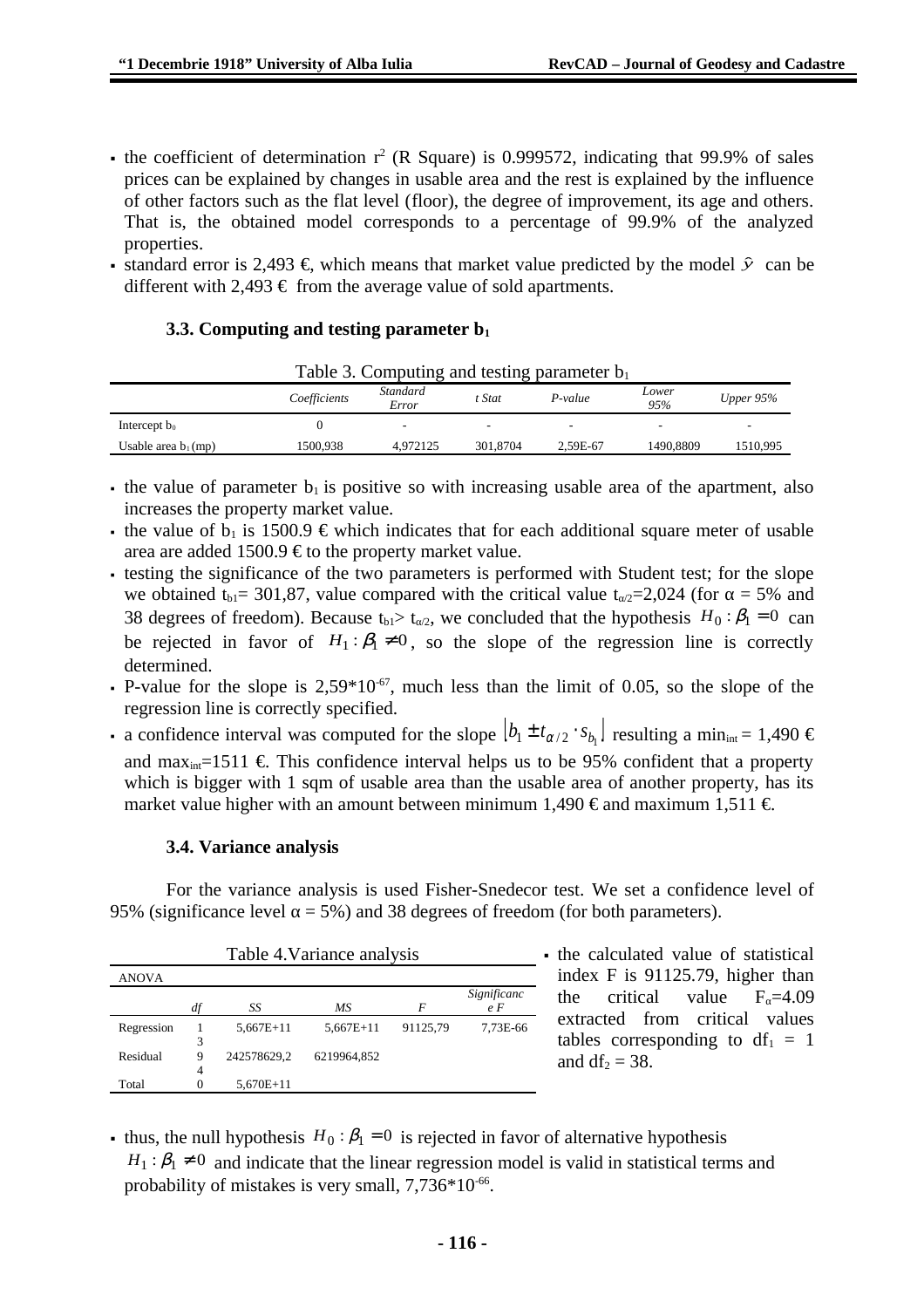- the coefficient of determination $r^2$ (R Square) is 0.999572, indicating that 99.9% of sales prices can be explained by changes in usable area and the rest is explained by the influence of other factors such as the flat level (floor), the degree of improvement, its age and others. That is, the obtained model corresponds to a percentage of 99.9% of the analyzed properties.
- standard error is 2,493 €, which means that market value predicted by the model $\hat{y}$ can be different with 2,493 € from the average value of sold apartments.

### 3.3. Computing and testing parameter $b_1$

Table 3. Computing and testing parameter $b_1$

| | *Coefficients* | *Standard Error* | *t Stat* | *P-value* | *Lower 95%* | *Upper 95%* |
|---|---|---|---|---|---|---|
| Intercept $b_0$ | 0 | - | - | - | - | - |
| Usable area $b_1$ (mp) | 1500,938 | 4,972125 | 301,8704 | 2,59E-67 | 1490,8809 | 1510,995 |

- the value of parameter $b_1$ is positive so with increasing usable area of the apartment, also increases the property market value.
- the value of $b_1$ is 1500.9 € which indicates that for each additional square meter of usable area are added 1500.9 € to the property market value.
- testing the significance of the two parameters is performed with Student test; for the slope we obtained $t_{b1}$= 301,87, value compared with the critical value $t_{\alpha/2}$=2,024 (for $\alpha = 5\%$ and 38 degrees of freedom). Because $t_{b1} > t_{\alpha/2}$, we concluded that the hypothesis $H_0 : \beta_1 = 0$ can be rejected in favor of $H_1 : \beta_1 \neq 0$, so the slope of the regression line is correctly determined.
- P-value for the slope is $2,59 \cdot 10^{-67}$, much less than the limit of 0.05, so the slope of the regression line is correctly specified.
- a confidence interval was computed for the slope $\lfloor b_1 \pm t_{\alpha/2} \cdot s_{b_1} \rfloor$ resulting a $\min_{int}$ = 1,490 € and $\max_{int}$=1511 €. This confidence interval helps us to be 95% confident that a property which is bigger with 1 sqm of usable area than the usable area of another property, has its market value higher with an amount between minimum 1,490 € and maximum 1,511 €.

### 3.4. Variance analysis

For the variance analysis is used Fisher-Snedecor test. We set a confidence level of 95% (significance level $\alpha = 5\%$) and 38 degrees of freedom (for both parameters).

Table 4.Variance analysis

| ANOVA | | | | | |
|---|---|---|---|---|---|
| | *df* | *SS* | *MS* | *F* | *Significance F* |
| Regression | 1 | 5,667E+11 | 5,667E+11 | 91125,79 | 7,73E-66 |
| Residual | 39 | 242578629,2 | 6219964,852 | | |
| Total | 40 | 5,670E+11 | | | |

- the calculated value of statistical index F is 91125.79, higher than the critical value $F_\alpha$=4.09 extracted from critical values tables corresponding to $df_1$ = 1 and $df_2$ = 38.

- thus, the null hypothesis $H_0 : \beta_1 = 0$ is rejected in favor of alternative hypothesis $H_1 : \beta_1 \neq 0$ and indicate that the linear regression model is valid in statistical terms and probability of mistakes is very small, $7,736 \cdot 10^{-66}$.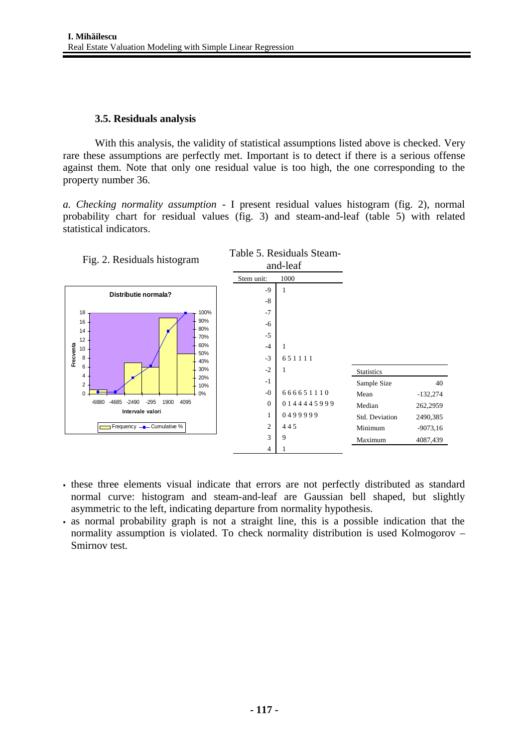### 3.5. Residuals analysis

With this analysis, the validity of statistical assumptions listed above is checked. Very rare these assumptions are perfectly met. Important is to detect if there is a serious offense against them. Note that only one residual value is too high, the one corresponding to the property number 36.

*a. Checking normality assumption* - I present residual values histogram (fig. 2), normal probability chart for residual values (fig. 3) and steam-and-leaf (table 5) with related statistical indicators.

Fig. 2. Residuals histogram

Table 5. Residuals Steam-and-leaf

| Stem unit: | 1000 |
|---|---|
| -9 | 1 |
| -8 | |
| -7 | |
| -6 | |
| -5 | |
| -4 | 1 |
| -3 | 6 5 1 1 1 1 |
| -2 | 1 |
| -1 | |
| -0 | 6 6 6 6 5 1 1 1 0 |
| 0 | 0 1 4 4 4 4 5 9 9 9 |
| 1 | 0 4 9 9 9 9 |
| 2 | 4 4 5 |
| 3 | 9 |
| 4 | 1 |

| Statistics | |
|---|---|
| Sample Size | 40 |
| Mean | -132,274 |
| Median | 262,2959 |
| Std. Deviation | 2490,385 |
| Minimum | -9073,16 |
| Maximum | 4087,439 |

- these three elements visual indicate that errors are not perfectly distributed as standard normal curve: histogram and steam-and-leaf are Gaussian bell shaped, but slightly asymmetric to the left, indicating departure from normality hypothesis.
- as normal probability graph is not a straight line, this is a possible indication that the normality assumption is violated. To check normality distribution is used Kolmogorov – Smirnov test.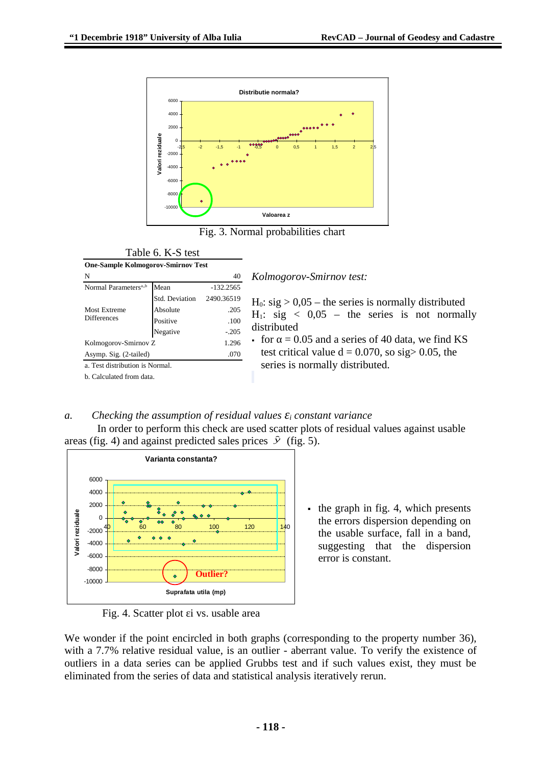Fig. 3. Normal probabilities chart

Table 6. K-S test

| One-Sample Kolmogorov-Smirnov Test | | |
|---|---|---|
| N | | 40 |
| Normal Parameters[a,b] | Mean | -132.2565 |
| | Std. Deviation | 2490.36519 |
| Most Extreme Differences | Absolute | .205 |
| | Positive | .100 |
| | Negative | -.205 |
| Kolmogorov-Smirnov Z | | 1.296 |
| Asymp. Sig. (2-tailed) | | .070 |

a. Test distribution is Normal.

b. Calculated from data.

*Kolmogorov-Smirnov test:*

$H_0$: sig > 0,05 – the series is normally distributed
$H_1$: sig < 0,05 – the series is not normally distributed

- for α = 0.05 and a series of 40 data, we find KS test critical value d = 0.070, so sig> 0.05, the series is normally distributed.

*a. Checking the assumption of residual values $\varepsilon_i$ constant variance*

In order to perform this check are used scatter plots of residual values against usable areas (fig. 4) and against predicted sales prices $\hat{y}$ (fig. 5).

Fig. 4. Scatter plot εi vs. usable area

- the graph in fig. 4, which presents the errors dispersion depending on the usable surface, fall in a band, suggesting that the dispersion error is constant.

We wonder if the point encircled in both graphs (corresponding to the property number 36), with a 7.7% relative residual value, is an outlier - aberrant value. To verify the existence of outliers in a data series can be applied Grubbs test and if such values exist, they must be eliminated from the series of data and statistical analysis iteratively rerun.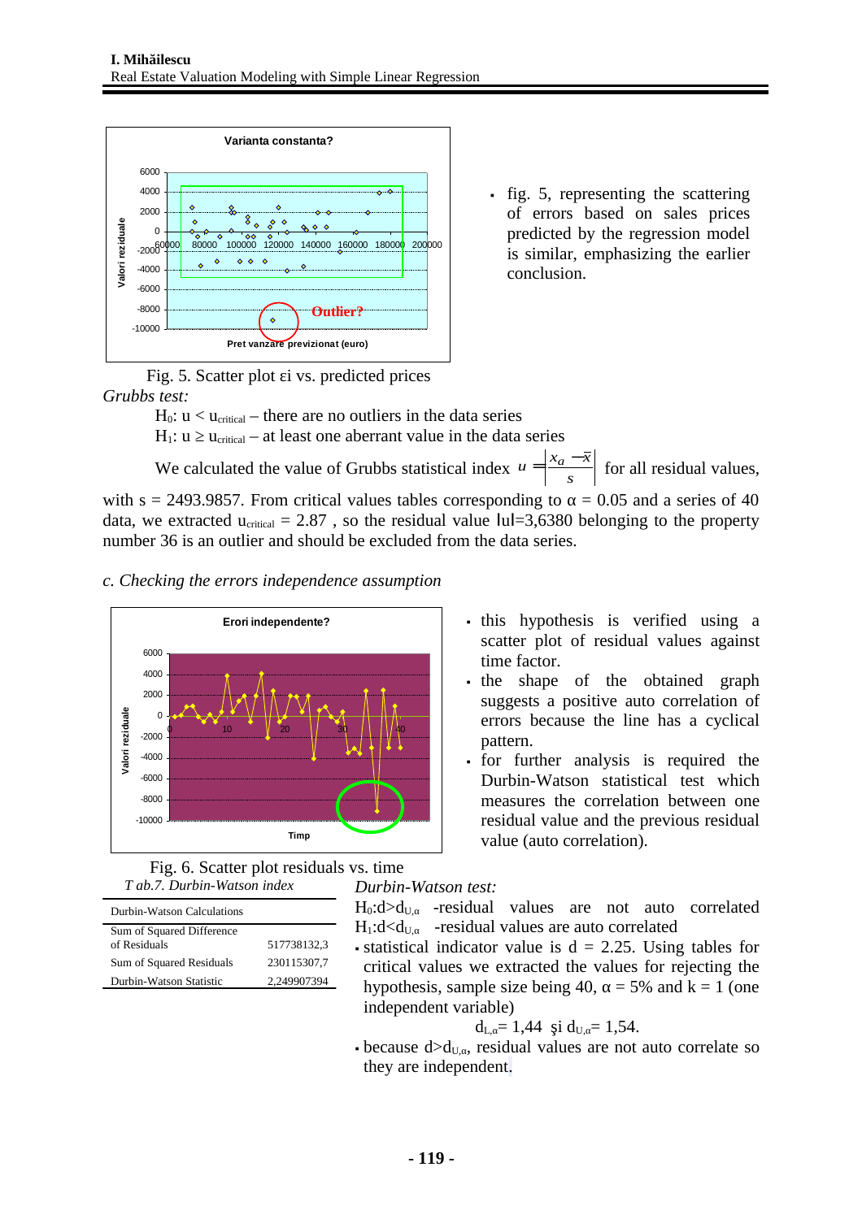- fig. 5, representing the scattering of errors based on sales prices predicted by the regression model is similar, emphasizing the earlier conclusion.

Fig. 5. Scatter plot εi vs. predicted prices

*Grubbs test:*

$H_0$: $u < u_{critical}$ – there are no outliers in the data series

$H_1$: $u \geq u_{critical}$ – at least one aberrant value in the data series

We calculated the value of Grubbs statistical index $u = \left| \frac{x_a - \bar{x}}{s} \right|$ for all residual values, with s = 2493.9857. From critical values tables corresponding to α = 0.05 and a series of 40 data, we extracted $u_{critical}$ = 2.87 , so the residual value |u|=3,6380 belonging to the property number 36 is an outlier and should be excluded from the data series.

*c. Checking the errors independence assumption*

- this hypothesis is verified using a scatter plot of residual values against time factor.
- the shape of the obtained graph suggests a positive auto correlation of errors because the line has a cyclical pattern.
- for further analysis is required the Durbin-Watson statistical test which measures the correlation between one residual value and the previous residual value (auto correlation).

Fig. 6. Scatter plot residuals vs. time

*T ab.7. Durbin-Watson index*

| Durbin-Watson Calculations | |
|---|---|
| Sum of Squared Difference of Residuals | 517738132,3 |
| Sum of Squared Residuals | 230115307,7 |
| Durbin-Watson Statistic | 2,249907394 |

*Durbin-Watson test:*

$H_0$:$d>d_{U,\alpha}$ -residual values are not auto correlated

$H_1$:$d<d_{U,\alpha}$ -residual values are auto correlated

- statistical indicator value is d = 2.25. Using tables for critical values we extracted the values for rejecting the hypothesis, sample size being 40, α = 5% and k = 1 (one independent variable)

$d_{L,\alpha}$= 1,44 şi $d_{U,\alpha}$= 1,54.

- because $d>d_{U,\alpha}$, residual values are not auto correlate so they are independent.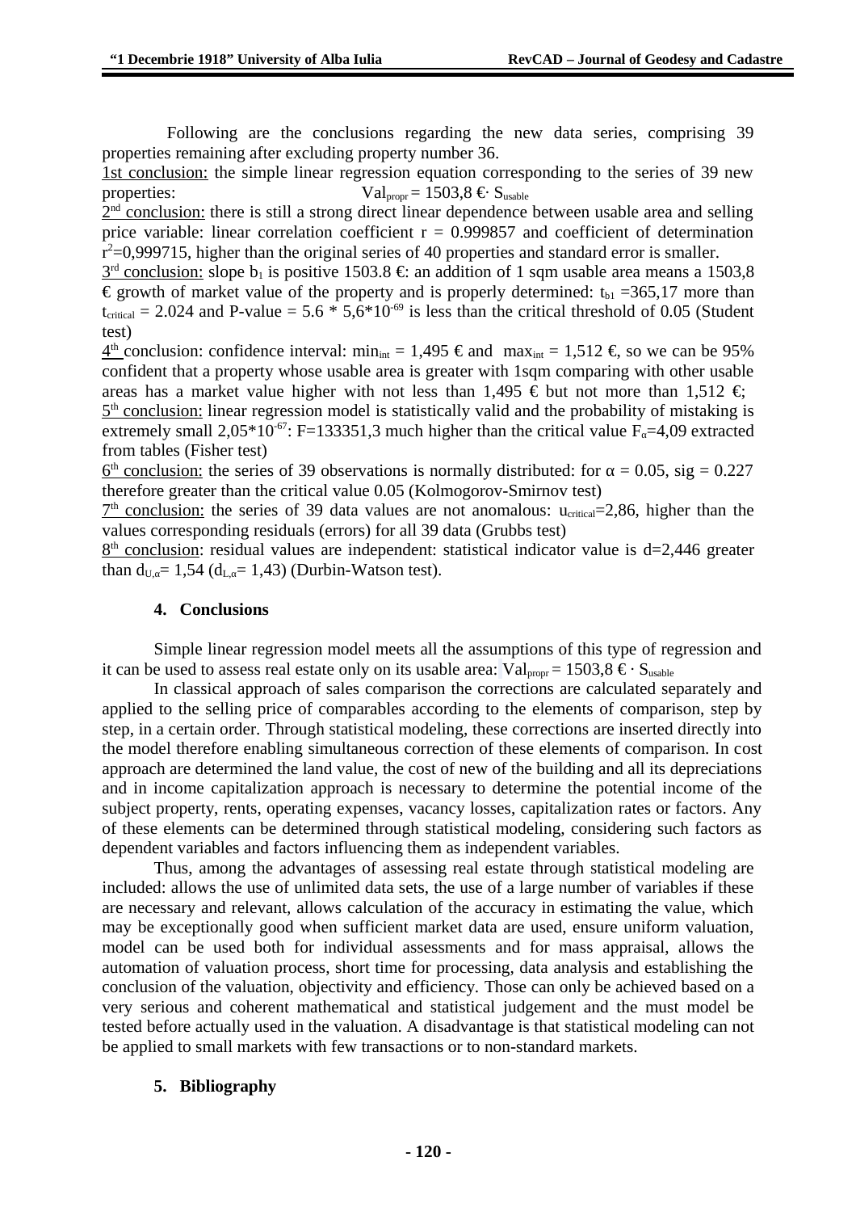Following are the conclusions regarding the new data series, comprising 39 properties remaining after excluding property number 36.

1st conclusion: the simple linear regression equation corresponding to the series of 39 new properties: $Val_{propr} = 1503{,}8\ € \cdot S_{usable}$

2nd conclusion: there is still a strong direct linear dependence between usable area and selling price variable: linear correlation coefficient r = 0.999857 and coefficient of determination $r^2$=0,999715, higher than the original series of 40 properties and standard error is smaller.

3rd conclusion: slope $b_1$ is positive 1503.8 €: an addition of 1 sqm usable area means a 1503,8 € growth of market value of the property and is properly determined: $t_{b1}$ =365,17 more than $t_{critical}$ = 2.024 and P-value = 5.6 * $5{,}6 \cdot 10^{-69}$ is less than the critical threshold of 0.05 (Student test)

4th conclusion: confidence interval: $min_{int}$ = 1,495 € and $max_{int}$ = 1,512 €, so we can be 95% confident that a property whose usable area is greater with 1sqm comparing with other usable areas has a market value higher with not less than 1,495 € but not more than 1,512 €;

5th conclusion: linear regression model is statistically valid and the probability of mistaking is extremely small $2{,}05 \cdot 10^{-67}$: F=133351,3 much higher than the critical value $F_\alpha$=4,09 extracted from tables (Fisher test)

6th conclusion: the series of 39 observations is normally distributed: for $\alpha$ = 0.05, sig = 0.227 therefore greater than the critical value 0.05 (Kolmogorov-Smirnov test)

7th conclusion: the series of 39 data values are not anomalous: $u_{critical}$=2,86, higher than the values corresponding residuals (errors) for all 39 data (Grubbs test)

8th conclusion: residual values are independent: statistical indicator value is d=2,446 greater than $d_{U,\alpha}$= 1,54 ($d_{L,\alpha}$= 1,43) (Durbin-Watson test).

## 4. Conclusions

Simple linear regression model meets all the assumptions of this type of regression and it can be used to assess real estate only on its usable area: $Val_{propr} = 1503{,}8\ € \cdot S_{usable}$

In classical approach of sales comparison the corrections are calculated separately and applied to the selling price of comparables according to the elements of comparison, step by step, in a certain order. Through statistical modeling, these corrections are inserted directly into the model therefore enabling simultaneous correction of these elements of comparison. In cost approach are determined the land value, the cost of new of the building and all its depreciations and in income capitalization approach is necessary to determine the potential income of the subject property, rents, operating expenses, vacancy losses, capitalization rates or factors. Any of these elements can be determined through statistical modeling, considering such factors as dependent variables and factors influencing them as independent variables.

Thus, among the advantages of assessing real estate through statistical modeling are included: allows the use of unlimited data sets, the use of a large number of variables if these are necessary and relevant, allows calculation of the accuracy in estimating the value, which may be exceptionally good when sufficient market data are used, ensure uniform valuation, model can be used both for individual assessments and for mass appraisal, allows the automation of valuation process, short time for processing, data analysis and establishing the conclusion of the valuation, objectivity and efficiency. Those can only be achieved based on a very serious and coherent mathematical and statistical judgement and the must model be tested before actually used in the valuation. A disadvantage is that statistical modeling can not be applied to small markets with few transactions or to non-standard markets.

## 5. Bibliography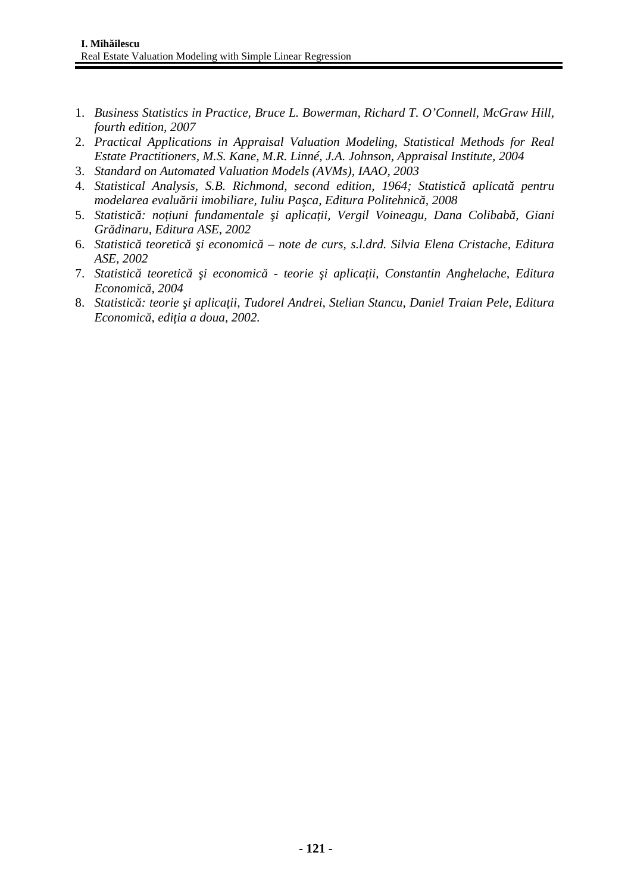1. *Business Statistics in Practice, Bruce L. Bowerman, Richard T. O'Connell, McGraw Hill, fourth edition, 2007*
2. *Practical Applications in Appraisal Valuation Modeling, Statistical Methods for Real Estate Practitioners, M.S. Kane, M.R. Linné, J.A. Johnson, Appraisal Institute, 2004*
3. *Standard on Automated Valuation Models (AVMs), IAAO, 2003*
4. *Statistical Analysis, S.B. Richmond, second edition, 1964; Statistică aplicată pentru modelarea evaluării imobiliare, Iuliu Paşca, Editura Politehnică, 2008*
5. *Statistică: noțiuni fundamentale şi aplicații, Vergil Voineagu, Dana Colibabă, Giani Grădinaru, Editura ASE, 2002*
6. *Statistică teoretică şi economică – note de curs, s.l.drd. Silvia Elena Cristache, Editura ASE, 2002*
7. *Statistică teoretică şi economică - teorie şi aplicații, Constantin Anghelache, Editura Economică, 2004*
8. *Statistică: teorie şi aplicații, Tudorel Andrei, Stelian Stancu, Daniel Traian Pele, Editura Economică, ediția a doua, 2002.*